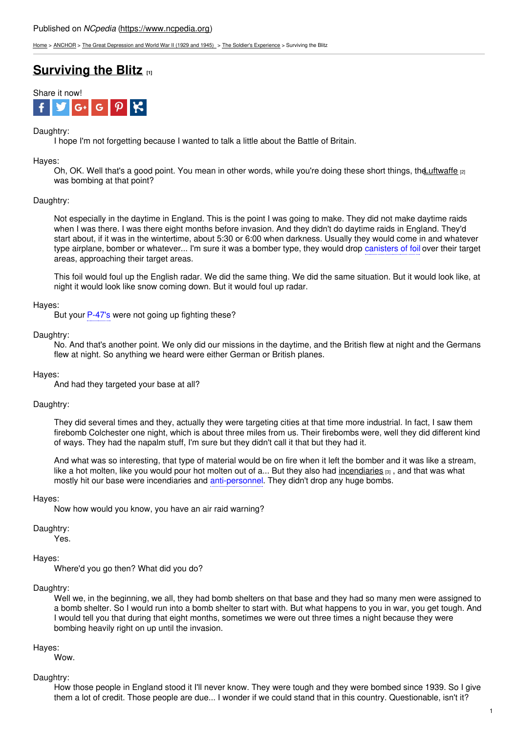Published on *NCpedia* (https://www.ncpedia.org)

Home > ANCHOR > The Great Depression and World War II (1929 and 1945) > The Soldier's Experience > Surviving the Blitz

# Surviving the Blitz [1]

Share it now!

Daughtry:
I hope I'm not forgetting because I wanted to talk a little about the Battle of Britain.

Hayes:
Oh, OK. Well that's a good point. You mean in other words, while you're doing these short things, the Luftwaffe [2] was bombing at that point?

Daughtry:

Not especially in the daytime in England. This is the point I was going to make. They did not make daytime raids when I was there. I was there eight months before invasion. And they didn't do daytime raids in England. They'd start about, if it was in the wintertime, about 5:30 or 6:00 when darkness. Usually they would come in and whatever type airplane, bomber or whatever... I'm sure it was a bomber type, they would drop canisters of foil over their target areas, approaching their target areas.

This foil would foul up the English radar. We did the same thing. We did the same situation. But it would look like, at night it would look like snow coming down. But it would foul up radar.

Hayes:
But your P-47's were not going up fighting these?

Daughtry:
No. And that's another point. We only did our missions in the daytime, and the British flew at night and the Germans flew at night. So anything we heard were either German or British planes.

Hayes:
And had they targeted your base at all?

Daughtry:

They did several times and they, actually they were targeting cities at that time more industrial. In fact, I saw them firebomb Colchester one night, which is about three miles from us. Their firebombs were, well they did different kind of ways. They had the napalm stuff, I'm sure but they didn't call it that but they had it.

And what was so interesting, that type of material would be on fire when it left the bomber and it was like a stream, like a hot molten, like you would pour hot molten out of a... But they also had incendiaries [3] , and that was what mostly hit our base were incendiaries and anti-personnel. They didn't drop any huge bombs.

Hayes:
Now how would you know, you have an air raid warning?

Daughtry:
Yes.

Hayes:
Where'd you go then? What did you do?

Daughtry:
Well we, in the beginning, we all, they had bomb shelters on that base and they had so many men were assigned to a bomb shelter. So I would run into a bomb shelter to start with. But what happens to you in war, you get tough. And I would tell you that during that eight months, sometimes we were out three times a night because they were bombing heavily right on up until the invasion.

Hayes:
Wow.

Daughtry:
How those people in England stood it I'll never know. They were tough and they were bombed since 1939. So I give them a lot of credit. Those people are due... I wonder if we could stand that in this country. Questionable, isn't it?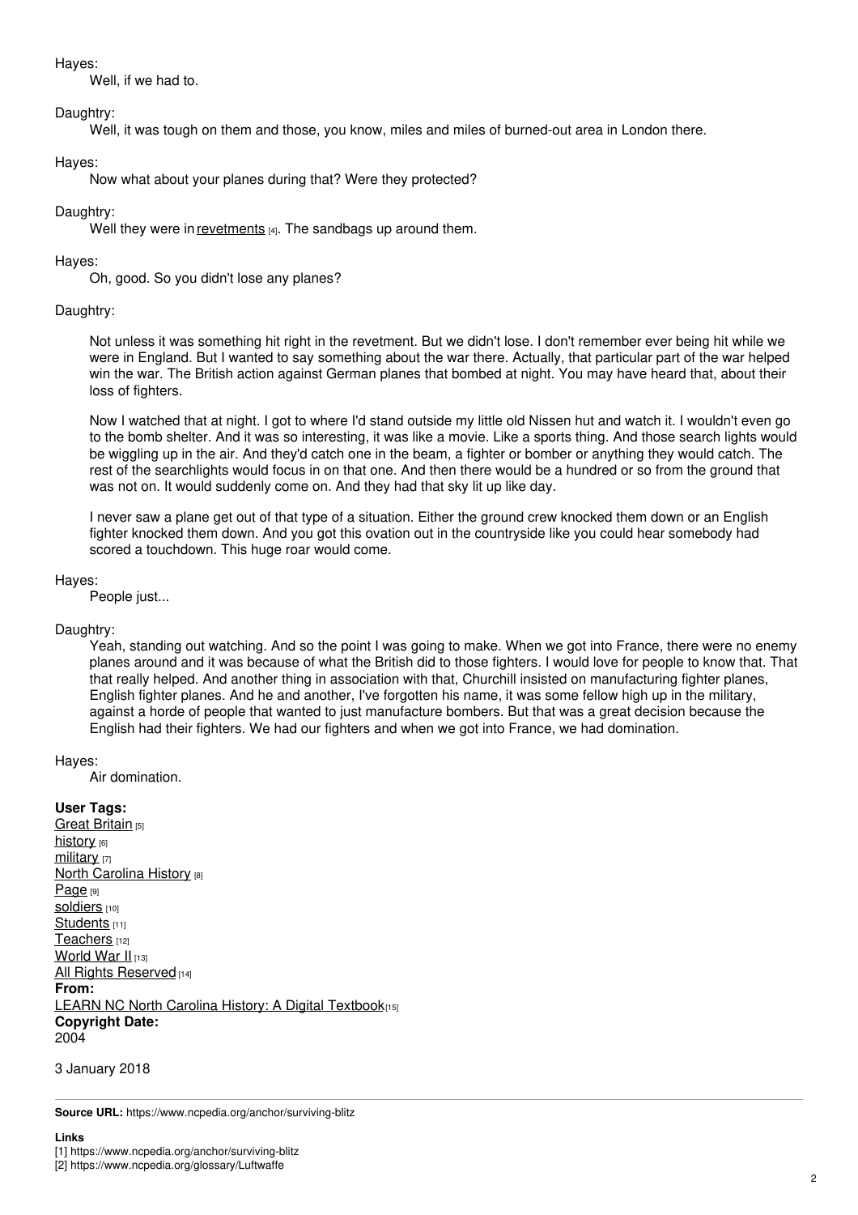Hayes:

Well, if we had to.

Daughtry:

Well, it was tough on them and those, you know, miles and miles of burned-out area in London there.

Hayes:

Now what about your planes during that? Were they protected?

Daughtry:

Well they were in revetments [4]. The sandbags up around them.

Hayes:

Oh, good. So you didn't lose any planes?

Daughtry:

Not unless it was something hit right in the revetment. But we didn't lose. I don't remember ever being hit while we were in England. But I wanted to say something about the war there. Actually, that particular part of the war helped win the war. The British action against German planes that bombed at night. You may have heard that, about their loss of fighters.

Now I watched that at night. I got to where I'd stand outside my little old Nissen hut and watch it. I wouldn't even go to the bomb shelter. And it was so interesting, it was like a movie. Like a sports thing. And those search lights would be wiggling up in the air. And they'd catch one in the beam, a fighter or bomber or anything they would catch. The rest of the searchlights would focus in on that one. And then there would be a hundred or so from the ground that was not on. It would suddenly come on. And they had that sky lit up like day.

I never saw a plane get out of that type of a situation. Either the ground crew knocked them down or an English fighter knocked them down. And you got this ovation out in the countryside like you could hear somebody had scored a touchdown. This huge roar would come.

Hayes:

People just...

Daughtry:

Yeah, standing out watching. And so the point I was going to make. When we got into France, there were no enemy planes around and it was because of what the British did to those fighters. I would love for people to know that. That that really helped. And another thing in association with that, Churchill insisted on manufacturing fighter planes, English fighter planes. And he and another, I've forgotten his name, it was some fellow high up in the military, against a horde of people that wanted to just manufacture bombers. But that was a great decision because the English had their fighters. We had our fighters and when we got into France, we had domination.

Hayes:

Air domination.

**User Tags:**
Great Britain [5]
history [6]
military [7]
North Carolina History [8]
Page [9]
soldiers [10]
Students [11]
Teachers [12]
World War II [13]
All Rights Reserved [14]
**From:**
LEARN NC North Carolina History: A Digital Textbook[15]
**Copyright Date:**
2004

3 January 2018

**Source URL:** https://www.ncpedia.org/anchor/surviving-blitz

**Links**
[1] https://www.ncpedia.org/anchor/surviving-blitz
[2] https://www.ncpedia.org/glossary/Luftwaffe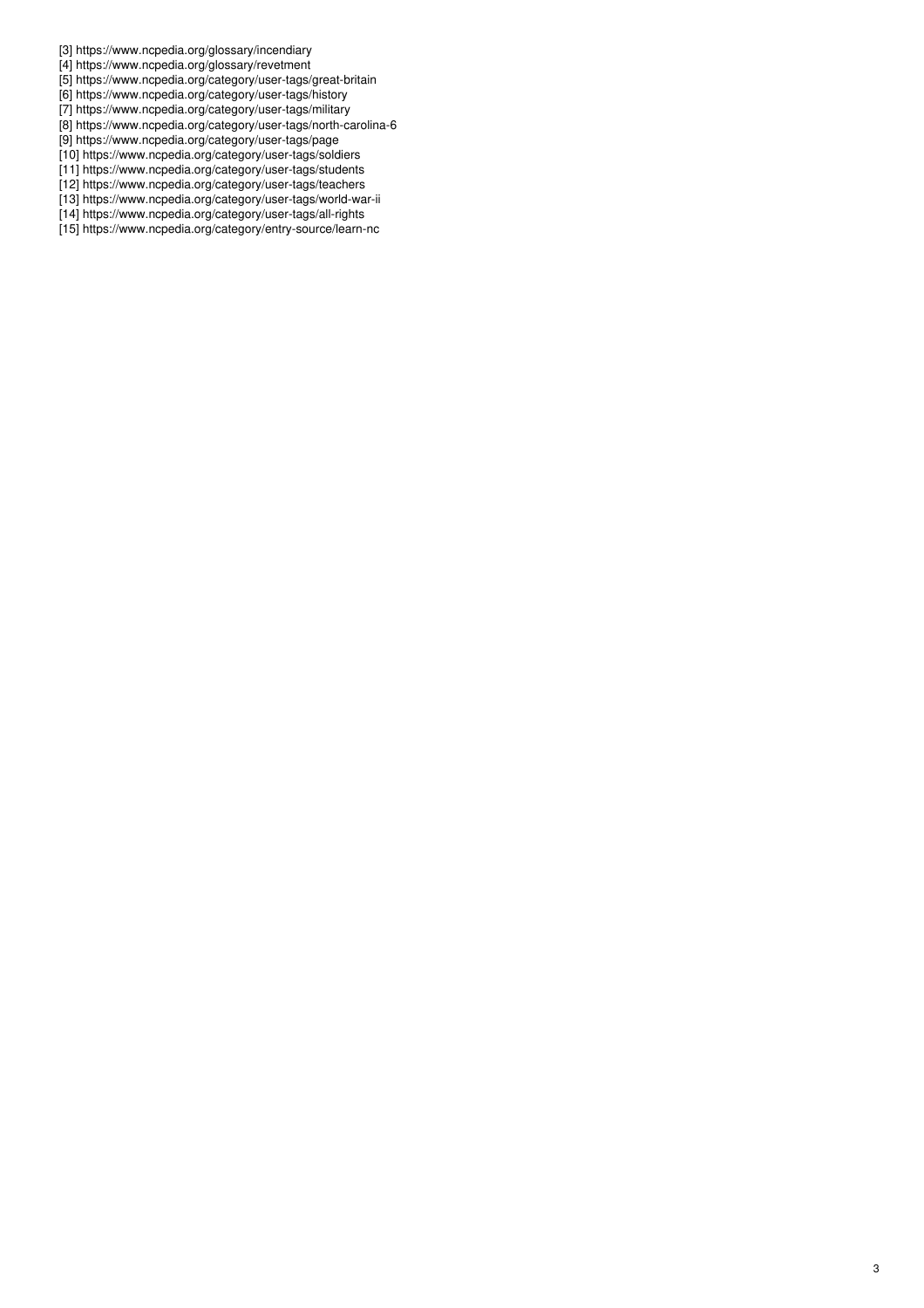[3] https://www.ncpedia.org/glossary/incendiary
[4] https://www.ncpedia.org/glossary/revetment
[5] https://www.ncpedia.org/category/user-tags/great-britain
[6] https://www.ncpedia.org/category/user-tags/history
[7] https://www.ncpedia.org/category/user-tags/military
[8] https://www.ncpedia.org/category/user-tags/north-carolina-6
[9] https://www.ncpedia.org/category/user-tags/page
[10] https://www.ncpedia.org/category/user-tags/soldiers
[11] https://www.ncpedia.org/category/user-tags/students
[12] https://www.ncpedia.org/category/user-tags/teachers
[13] https://www.ncpedia.org/category/user-tags/world-war-ii
[14] https://www.ncpedia.org/category/user-tags/all-rights
[15] https://www.ncpedia.org/category/entry-source/learn-nc